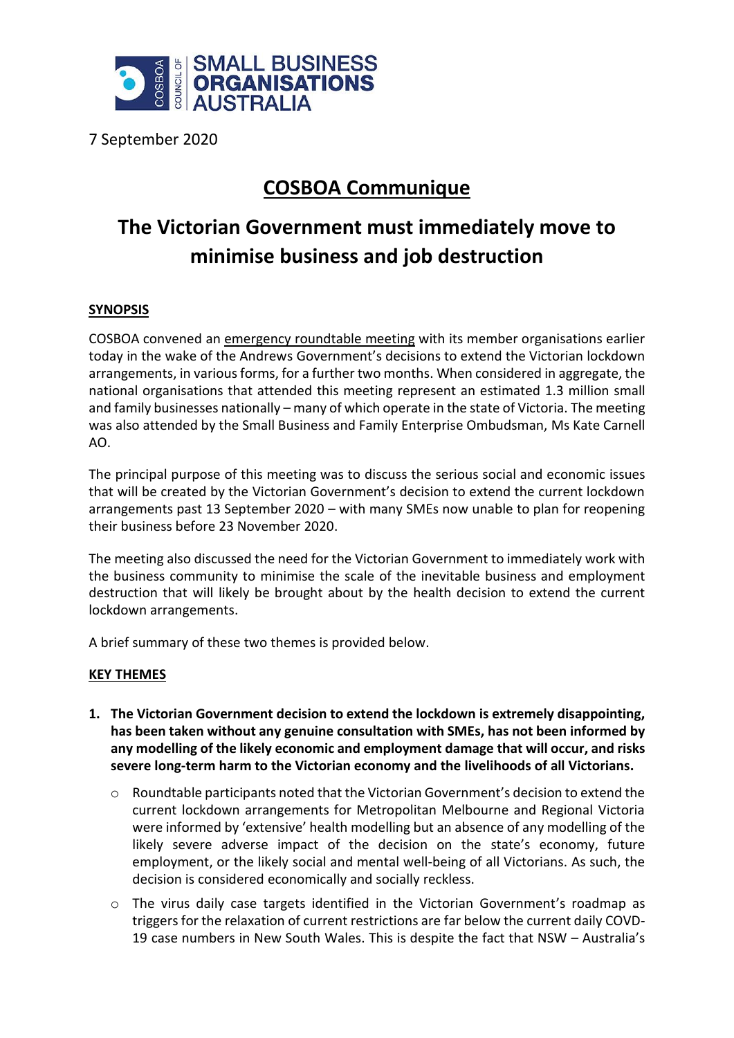COSBOA | COUNCIL OF SMALL BUSINESS ORGANISATIONS AUSTRALIA

7 September 2020

# COSBOA Communique

## The Victorian Government must immediately move to minimise business and job destruction

### SYNOPSIS

COSBOA convened an emergency roundtable meeting with its member organisations earlier today in the wake of the Andrews Government's decisions to extend the Victorian lockdown arrangements, in various forms, for a further two months. When considered in aggregate, the national organisations that attended this meeting represent an estimated 1.3 million small and family businesses nationally – many of which operate in the state of Victoria. The meeting was also attended by the Small Business and Family Enterprise Ombudsman, Ms Kate Carnell AO.

The principal purpose of this meeting was to discuss the serious social and economic issues that will be created by the Victorian Government's decision to extend the current lockdown arrangements past 13 September 2020 – with many SMEs now unable to plan for reopening their business before 23 November 2020.

The meeting also discussed the need for the Victorian Government to immediately work with the business community to minimise the scale of the inevitable business and employment destruction that will likely be brought about by the health decision to extend the current lockdown arrangements.

A brief summary of these two themes is provided below.

### KEY THEMES

1. **The Victorian Government decision to extend the lockdown is extremely disappointing, has been taken without any genuine consultation with SMEs, has not been informed by any modelling of the likely economic and employment damage that will occur, and risks severe long-term harm to the Victorian economy and the livelihoods of all Victorians.**

   - Roundtable participants noted that the Victorian Government's decision to extend the current lockdown arrangements for Metropolitan Melbourne and Regional Victoria were informed by 'extensive' health modelling but an absence of any modelling of the likely severe adverse impact of the decision on the state's economy, future employment, or the likely social and mental well-being of all Victorians. As such, the decision is considered economically and socially reckless.
   - The virus daily case targets identified in the Victorian Government's roadmap as triggers for the relaxation of current restrictions are far below the current daily COVD-19 case numbers in New South Wales. This is despite the fact that NSW – Australia's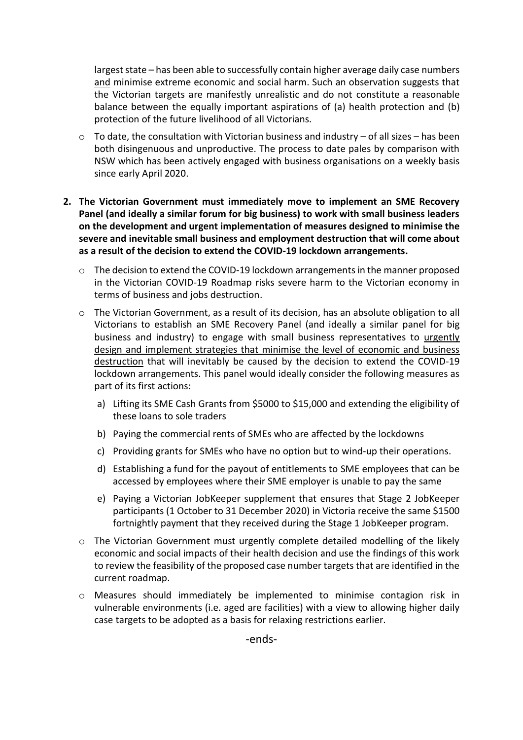largest state – has been able to successfully contain higher average daily case numbers <u>and</u> minimise extreme economic and social harm. Such an observation suggests that the Victorian targets are manifestly unrealistic and do not constitute a reasonable balance between the equally important aspirations of (a) health protection and (b) protection of the future livelihood of all Victorians.

- To date, the consultation with Victorian business and industry – of all sizes – has been both disingenuous and unproductive. The process to date pales by comparison with NSW which has been actively engaged with business organisations on a weekly basis since early April 2020.

2. **The Victorian Government must immediately move to implement an SME Recovery Panel (and ideally a similar forum for big business) to work with small business leaders on the development and urgent implementation of measures designed to minimise the severe and inevitable small business and employment destruction that will come about as a result of the decision to extend the COVID-19 lockdown arrangements.**

   - The decision to extend the COVID-19 lockdown arrangements in the manner proposed in the Victorian COVID-19 Roadmap risks severe harm to the Victorian economy in terms of business and jobs destruction.
   - The Victorian Government, as a result of its decision, has an absolute obligation to all Victorians to establish an SME Recovery Panel (and ideally a similar panel for big business and industry) to engage with small business representatives to <u>urgently design and implement strategies that minimise the level of economic and business destruction</u> that will inevitably be caused by the decision to extend the COVID-19 lockdown arrangements. This panel would ideally consider the following measures as part of its first actions:
     a) Lifting its SME Cash Grants from $5000 to $15,000 and extending the eligibility of these loans to sole traders
     b) Paying the commercial rents of SMEs who are affected by the lockdowns
     c) Providing grants for SMEs who have no option but to wind-up their operations.
     d) Establishing a fund for the payout of entitlements to SME employees that can be accessed by employees where their SME employer is unable to pay the same
     e) Paying a Victorian JobKeeper supplement that ensures that Stage 2 JobKeeper participants (1 October to 31 December 2020) in Victoria receive the same $1500 fortnightly payment that they received during the Stage 1 JobKeeper program.
   - The Victorian Government must urgently complete detailed modelling of the likely economic and social impacts of their health decision and use the findings of this work to review the feasibility of the proposed case number targets that are identified in the current roadmap.
   - Measures should immediately be implemented to minimise contagion risk in vulnerable environments (i.e. aged are facilities) with a view to allowing higher daily case targets to be adopted as a basis for relaxing restrictions earlier.

-ends-